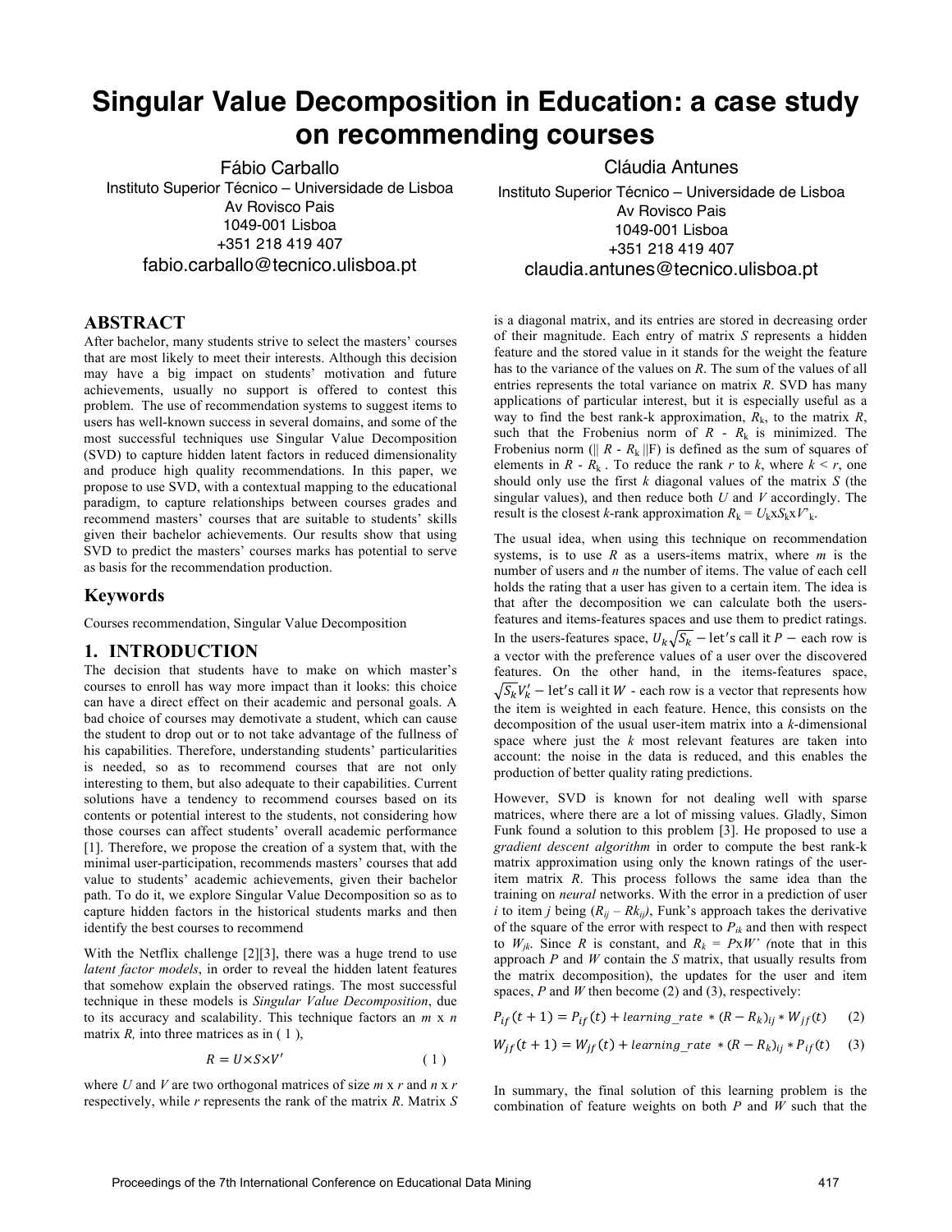# Singular Value Decomposition in Education: a case study on recommending courses

Fábio Carballo
Instituto Superior Técnico – Universidade de Lisboa
Av Rovisco Pais
1049-001 Lisboa
+351 218 419 407
fabio.carballo@tecnico.ulisboa.pt

Cláudia Antunes
Instituto Superior Técnico – Universidade de Lisboa
Av Rovisco Pais
1049-001 Lisboa
+351 218 419 407
claudia.antunes@tecnico.ulisboa.pt

## ABSTRACT

After bachelor, many students strive to select the masters' courses that are most likely to meet their interests. Although this decision may have a big impact on students' motivation and future achievements, usually no support is offered to contest this problem. The use of recommendation systems to suggest items to users has well-known success in several domains, and some of the most successful techniques use Singular Value Decomposition (SVD) to capture hidden latent factors in reduced dimensionality and produce high quality recommendations. In this paper, we propose to use SVD, with a contextual mapping to the educational paradigm, to capture relationships between courses grades and recommend masters' courses that are suitable to students' skills given their bachelor achievements. Our results show that using SVD to predict the masters' courses marks has potential to serve as basis for the recommendation production.

## Keywords

Courses recommendation, Singular Value Decomposition

## 1. INTRODUCTION

The decision that students have to make on which master's courses to enroll has way more impact than it looks: this choice can have a direct effect on their academic and personal goals. A bad choice of courses may demotivate a student, which can cause the student to drop out or to not take advantage of the fullness of his capabilities. Therefore, understanding students' particularities is needed, so as to recommend courses that are not only interesting to them, but also adequate to their capabilities. Current solutions have a tendency to recommend courses based on its contents or potential interest to the students, not considering how those courses can affect students' overall academic performance [1]. Therefore, we propose the creation of a system that, with the minimal user-participation, recommends masters' courses that add value to students' academic achievements, given their bachelor path. To do it, we explore Singular Value Decomposition so as to capture hidden factors in the historical students marks and then identify the best courses to recommend

With the Netflix challenge [2][3], there was a huge trend to use *latent factor models*, in order to reveal the hidden latent features that somehow explain the observed ratings. The most successful technique in these models is *Singular Value Decomposition*, due to its accuracy and scalability. This technique factors an *m* x *n* matrix *R*, into three matrices as in ( 1 ),

$$R = U \times S \times V' \qquad (1)$$

where *U* and *V* are two orthogonal matrices of size *m* x *r* and *n* x *r* respectively, while *r* represents the rank of the matrix *R*. Matrix *S* is a diagonal matrix, and its entries are stored in decreasing order of their magnitude. Each entry of matrix *S* represents a hidden feature and the stored value in it stands for the weight the feature has to the variance of the values on *R*. The sum of the values of all entries represents the total variance on matrix *R*. SVD has many applications of particular interest, but it is especially useful as a way to find the best rank-k approximation, $R_k$, to the matrix *R*, such that the Frobenius norm of $R - R_k$ is minimized. The Frobenius norm ($\| R - R_k \|F$) is defined as the sum of squares of elements in $R - R_k$. To reduce the rank *r* to *k*, where $k < r$, one should only use the first *k* diagonal values of the matrix *S* (the singular values), and then reduce both *U* and *V* accordingly. The result is the closest *k*-rank approximation $R_k = U_k \mathrm{x} S_k \mathrm{x} V'_k$.

The usual idea, when using this technique on recommendation systems, is to use *R* as a users-items matrix, where *m* is the number of users and *n* the number of items. The value of each cell holds the rating that a user has given to a certain item. The idea is that after the decomposition we can calculate both the users-features and items-features spaces and use them to predict ratings. In the users-features space, $U_k\sqrt{S_k}$ – let's call it $P$ – each row is a vector with the preference values of a user over the discovered features. On the other hand, in the items-features space, $\sqrt{S_k}V'_k$ – let's call it $W$ - each row is a vector that represents how the item is weighted in each feature. Hence, this consists on the decomposition of the usual user-item matrix into a *k*-dimensional space where just the *k* most relevant features are taken into account: the noise in the data is reduced, and this enables the production of better quality rating predictions.

However, SVD is known for not dealing well with sparse matrices, where there are a lot of missing values. Gladly, Simon Funk found a solution to this problem [3]. He proposed to use a *gradient descent algorithm* in order to compute the best rank-k matrix approximation using only the known ratings of the user-item matrix *R*. This process follows the same idea than the training on *neural* networks. With the error in a prediction of user *i* to item *j* being ($R_{ij} - Rk_{ij}$), Funk's approach takes the derivative of the square of the error with respect to $P_{ik}$ and then with respect to $W_{jk}$. Since *R* is constant, and $R_k = P \mathrm{x} W'$ (note that in this approach *P* and *W* contain the *S* matrix, that usually results from the matrix decomposition), the updates for the user and item spaces, *P* and *W* then become (2) and (3), respectively:

$$P_{if}(t+1) = P_{if}(t) + learning\_rate * (R - R_k)_{ij} * W_{jf}(t) \qquad (2)$$

$$W_{jf}(t+1) = W_{jf}(t) + learning\_rate * (R - R_k)_{ij} * P_{if}(t) \qquad (3)$$

In summary, the final solution of this learning problem is the combination of feature weights on both *P* and *W* such that the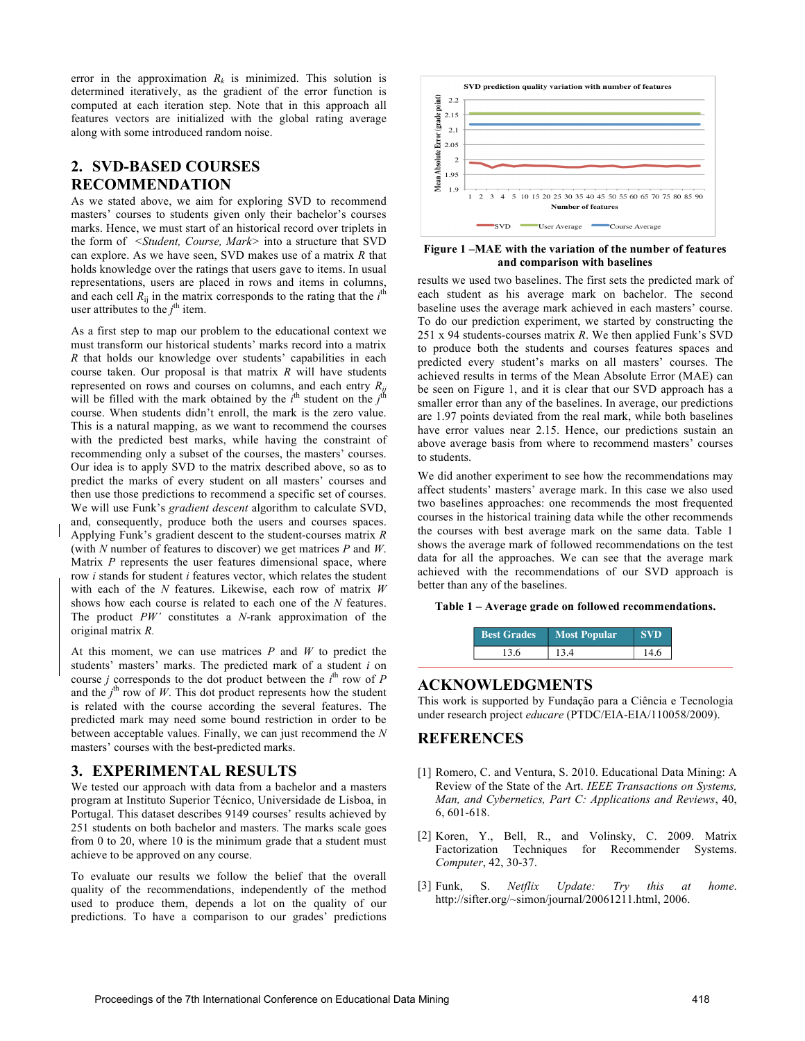error in the approximation $R_k$ is minimized. This solution is determined iteratively, as the gradient of the error function is computed at each iteration step. Note that in this approach all features vectors are initialized with the global rating average along with some introduced random noise.

## 2. SVD-BASED COURSES RECOMMENDATION

As we stated above, we aim for exploring SVD to recommend masters' courses to students given only their bachelor's courses marks. Hence, we must start of an historical record over triplets in the form of *<Student, Course, Mark>* into a structure that SVD can explore. As we have seen, SVD makes use of a matrix $R$ that holds knowledge over the ratings that users gave to items. In usual representations, users are placed in rows and items in columns, and each cell $R_{ij}$ in the matrix corresponds to the rating that the $i^{th}$ user attributes to the $j^{th}$ item.

As a first step to map our problem to the educational context we must transform our historical students' marks record into a matrix $R$ that holds our knowledge over students' capabilities in each course taken. Our projection is that matrix $R$ will have students represented on rows and courses on columns, and each entry $R_{ij}$ will be filled with the mark obtained by the $i^{th}$ student on the $j^{th}$ course. When students didn't enroll, the mark is the zero value. This is a natural mapping, as we want to recommend the courses with the predicted best marks, while having the constraint of recommending only a subset of the courses, the masters' courses. Our idea is to apply SVD to the matrix described above, so as to predict the marks of every student on all masters' courses and then use those predictions to recommend a specific set of courses. We will use Funk's *gradient descent* algorithm to calculate SVD, and, consequently, produce both the users and courses spaces. Applying Funk's gradient descent to the student-courses matrix $R$ (with $N$ number of features to discover) we get matrices $P$ and $W$. Matrix $P$ represents the user features dimensional space, where row $i$ stands for student $i$ features vector, which relates the student with each of the $N$ features. Likewise, each row of matrix $W$ shows how each course is related to each one of the $N$ features. The product $PW'$ constitutes a $N$-rank approximation of the original matrix $R$.

At this moment, we can use matrices $P$ and $W$ to predict the students' masters' marks. The predicted mark of a student $i$ on course $j$ corresponds to the dot product between the $i^{th}$ row of $P$ and the $j^{th}$ row of $W$. This dot product represents how the student is related with the course according the several features. The predicted mark may need some bound restriction in order to be between acceptable values. Finally, we can just recommend the $N$ masters' courses with the best-predicted marks.

## 3. EXPERIMENTAL RESULTS

We tested our approach with data from a bachelor and a masters program at Instituto Superior Técnico, Universidade de Lisboa, in Portugal. This dataset describes 9149 courses' results achieved by 251 students on both bachelor and masters. The marks scale goes from 0 to 20, where 10 is the minimum grade that a student must achieve to be approved on any course.

To evaluate our results we follow the belief that the overall quality of the recommendations, independently of the method used to produce them, depends a lot on the quality of our predictions. To have a comparison to our grades' predictions

SVD prediction quality variation with number of features
Mean Absolute Error (grade point)
2.2
2.15
2.1
2.05
2
1.95
1.9
1 2 3 4 5 10 15 20 25 30 35 40 45 50 55 60 65 70 75 80 85 90
Number of features
SVD User Average Course Average

**Figure 1 –MAE with the variation of the number of features and comparison with baselines**

results we used two baselines. The first sets the predicted mark of each student as his average mark on bachelor. The second baseline uses the average mark achieved in each masters' course. To do our prediction experiment, we started by constructing the 251 x 94 students-courses matrix $R$. We then applied Funk's SVD to produce both the students and courses features spaces and predicted every student's marks on all masters' courses. The achieved results in terms of the Mean Absolute Error (MAE) can be seen on Figure 1, and it is clear that our SVD approach has a smaller error than any of the baselines. In average, our predictions are 1.97 points deviated from the real mark, while both baselines have error values near 2.15. Hence, our predictions sustain an above average basis from where to recommend masters' courses to students.

We did another experiment to see how the recommendations may affect students' masters' average mark. In this case we also used two baselines approaches: one recommends the most frequented courses in the historical training data while the other recommends the courses with best average mark on the same data. Table 1 shows the average mark of followed recommendations on the test data for all the approaches. We can see that the average mark achieved with the recommendations of our SVD approach is better than any of the baselines.

**Table 1 – Average grade on followed recommendations.**

| Best Grades | Most Popular | SVD |
|---|---|---|
| 13.6 | 13.4 | 14.6 |

## ACKNOWLEDGMENTS

This work is supported by Fundação para a Ciência e Tecnologia under research project *educare* (PTDC/EIA-EIA/110058/2009).

## REFERENCES

[1] Romero, C. and Ventura, S. 2010. Educational Data Mining: A Review of the State of the Art. *IEEE Transactions on Systems, Man, and Cybernetics, Part C: Applications and Reviews*, 40, 6, 601-618.

[2] Koren, Y., Bell, R., and Volinsky, C. 2009. Matrix Factorization Techniques for Recommender Systems. *Computer*, 42, 30-37.

[3] Funk, S. *Netflix Update: Try this at home*. http://sifter.org/~simon/journal/20061211.html, 2006.